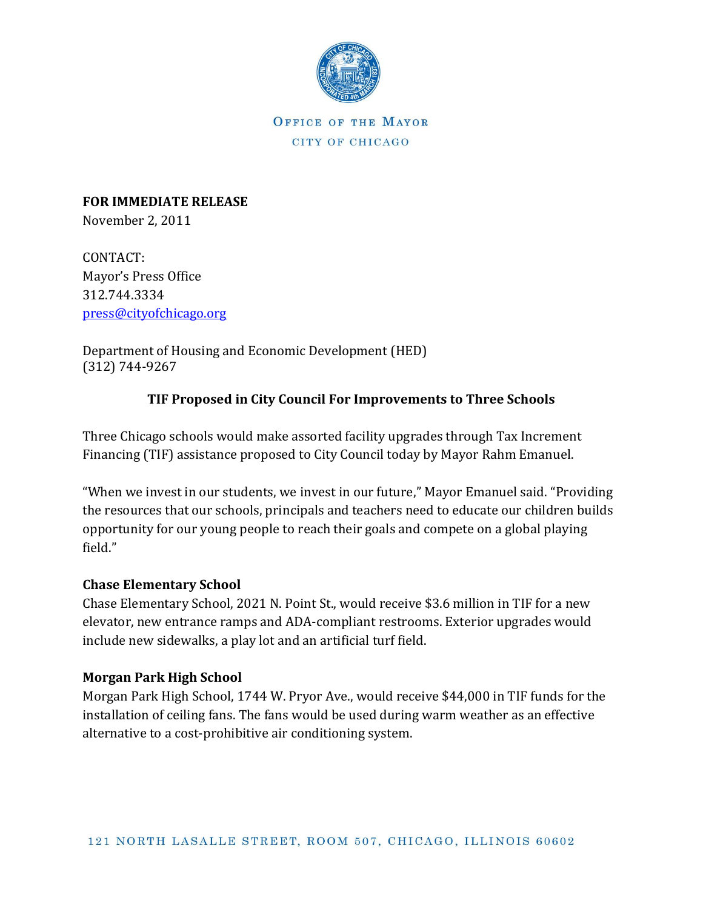Office of the Mayor

City of Chicago

**FOR IMMEDIATE RELEASE**
November 2, 2011

CONTACT:
Mayor's Press Office
312.744.3334
press@cityofchicago.org

Department of Housing and Economic Development (HED)
(312) 744-9267

## TIF Proposed in City Council For Improvements to Three Schools

Three Chicago schools would make assorted facility upgrades through Tax Increment Financing (TIF) assistance proposed to City Council today by Mayor Rahm Emanuel.

"When we invest in our students, we invest in our future," Mayor Emanuel said. "Providing the resources that our schools, principals and teachers need to educate our children builds opportunity for our young people to reach their goals and compete on a global playing field."

### Chase Elementary School

Chase Elementary School, 2021 N. Point St., would receive $3.6 million in TIF for a new elevator, new entrance ramps and ADA-compliant restrooms. Exterior upgrades would include new sidewalks, a play lot and an artificial turf field.

### Morgan Park High School

Morgan Park High School, 1744 W. Pryor Ave., would receive $44,000 in TIF funds for the installation of ceiling fans. The fans would be used during warm weather as an effective alternative to a cost-prohibitive air conditioning system.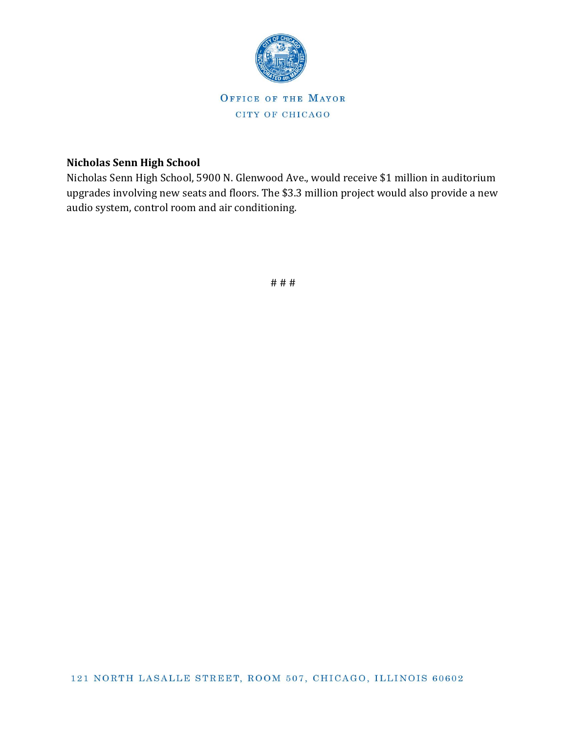**Nicholas Senn High School**

Nicholas Senn High School, 5900 N. Glenwood Ave., would receive $1 million in auditorium upgrades involving new seats and floors. The $3.3 million project would also provide a new audio system, control room and air conditioning.

# # #